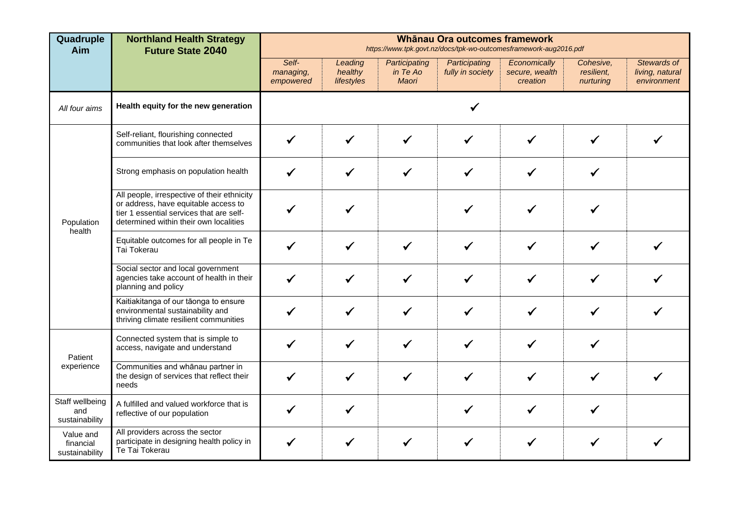| Quadruple Aim | Northland Health Strategy Future State 2040 | Whānau Ora outcomes framework *https://www.tpk.govt.nz/docs/tpk-wo-outcomesframework-aug2016.pdf* | | | | | | |
|---|---|---|---|---|---|---|---|---|
| | | *Self-managing, empowered* | *Leading healthy lifestyles* | *Participating in Te Ao Maori* | *Participating fully in society* | *Economically secure, wealth creation* | *Cohesive, resilient, nurturing* | *Stewards of living, natural environment* |
| *All four aims* | **Health equity for the new generation** | ✓ | | | | | | |
| Population health | Self-reliant, flourishing connected communities that look after themselves | ✓ | ✓ | ✓ | ✓ | ✓ | ✓ | ✓ |
| | Strong emphasis on population health | ✓ | ✓ | ✓ | ✓ | ✓ | ✓ | |
| | All people, irrespective of their ethnicity or address, have equitable access to tier 1 essential services that are self-determined within their own localities | ✓ | ✓ | | ✓ | ✓ | ✓ | |
| | Equitable outcomes for all people in Te Tai Tokerau | ✓ | ✓ | ✓ | ✓ | ✓ | ✓ | ✓ |
| | Social sector and local government agencies take account of health in their planning and policy | ✓ | ✓ | ✓ | ✓ | ✓ | ✓ | ✓ |
| | Kaitiakitanga of our tāonga to ensure environmental sustainability and thriving climate resilient communities | ✓ | ✓ | ✓ | ✓ | ✓ | ✓ | ✓ |
| Patient experience | Connected system that is simple to access, navigate and understand | ✓ | ✓ | ✓ | ✓ | ✓ | ✓ | |
| | Communities and whānau partner in the design of services that reflect their needs | ✓ | ✓ | ✓ | ✓ | ✓ | ✓ | ✓ |
| Staff wellbeing and sustainability | A fulfilled and valued workforce that is reflective of our population | ✓ | ✓ | | ✓ | ✓ | ✓ | |
| Value and financial sustainability | All providers across the sector participate in designing health policy in Te Tai Tokerau | ✓ | ✓ | ✓ | ✓ | ✓ | ✓ | ✓ |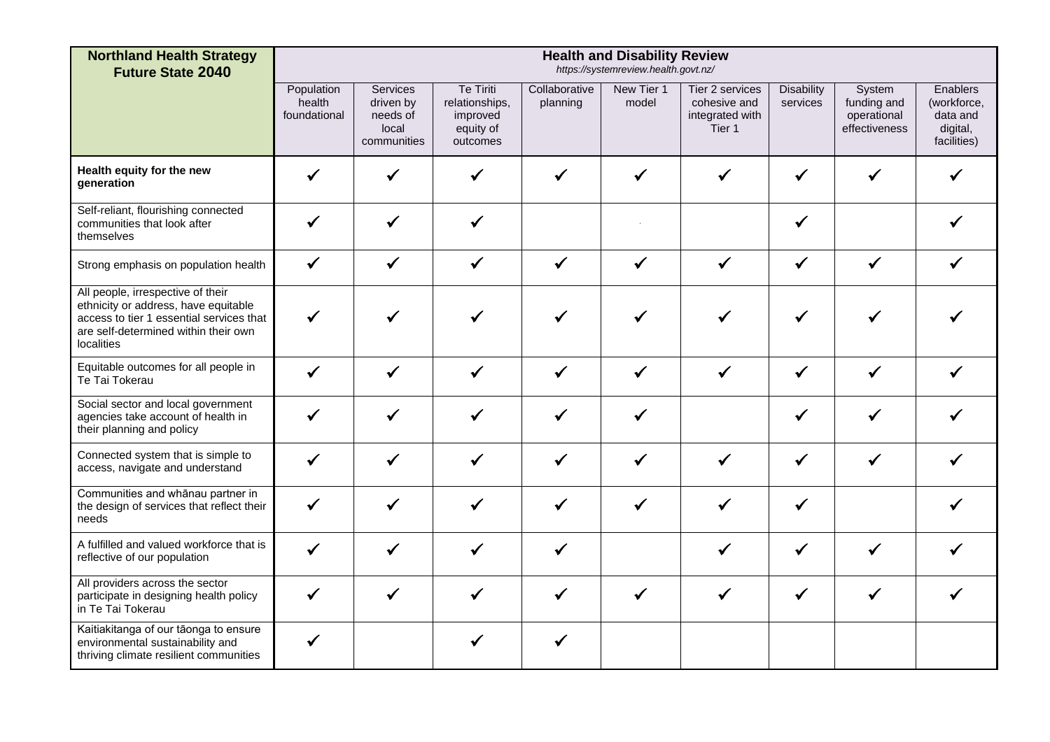| **Northland Health Strategy Future State 2040** | **Health and Disability Review** *https://systemreview.health.govt.nz/* | | | | | | | | |
|---|---|---|---|---|---|---|---|---|---|
| | Population health foundational | Services driven by needs of local communities | Te Tiriti relationships, improved equity of outcomes | Collaborative planning | New Tier 1 model | Tier 2 services cohesive and integrated with Tier 1 | Disability services | System funding and operational effectiveness | Enablers (workforce, data and digital, facilities) |
| **Health equity for the new generation** | ✓ | ✓ | ✓ | ✓ | ✓ | ✓ | ✓ | ✓ | ✓ |
| Self-reliant, flourishing connected communities that look after themselves | ✓ | ✓ | ✓ | | | | ✓ | | ✓ |
| Strong emphasis on population health | ✓ | ✓ | ✓ | ✓ | ✓ | ✓ | ✓ | ✓ | ✓ |
| All people, irrespective of their ethnicity or address, have equitable access to tier 1 essential services that are self-determined within their own localities | ✓ | ✓ | ✓ | ✓ | ✓ | ✓ | ✓ | ✓ | ✓ |
| Equitable outcomes for all people in Te Tai Tokerau | ✓ | ✓ | ✓ | ✓ | ✓ | ✓ | ✓ | ✓ | ✓ |
| Social sector and local government agencies take account of health in their planning and policy | ✓ | ✓ | ✓ | ✓ | ✓ | | ✓ | ✓ | ✓ |
| Connected system that is simple to access, navigate and understand | ✓ | ✓ | ✓ | ✓ | ✓ | ✓ | ✓ | ✓ | ✓ |
| Communities and whānau partner in the design of services that reflect their needs | ✓ | ✓ | ✓ | ✓ | ✓ | ✓ | ✓ | | ✓ |
| A fulfilled and valued workforce that is reflective of our population | ✓ | ✓ | ✓ | ✓ | | ✓ | ✓ | ✓ | ✓ |
| All providers across the sector participate in designing health policy in Te Tai Tokerau | ✓ | ✓ | ✓ | ✓ | ✓ | ✓ | ✓ | ✓ | ✓ |
| Kaitiakitanga of our tāonga to ensure environmental sustainability and thriving climate resilient communities | ✓ | | ✓ | ✓ | | | | | |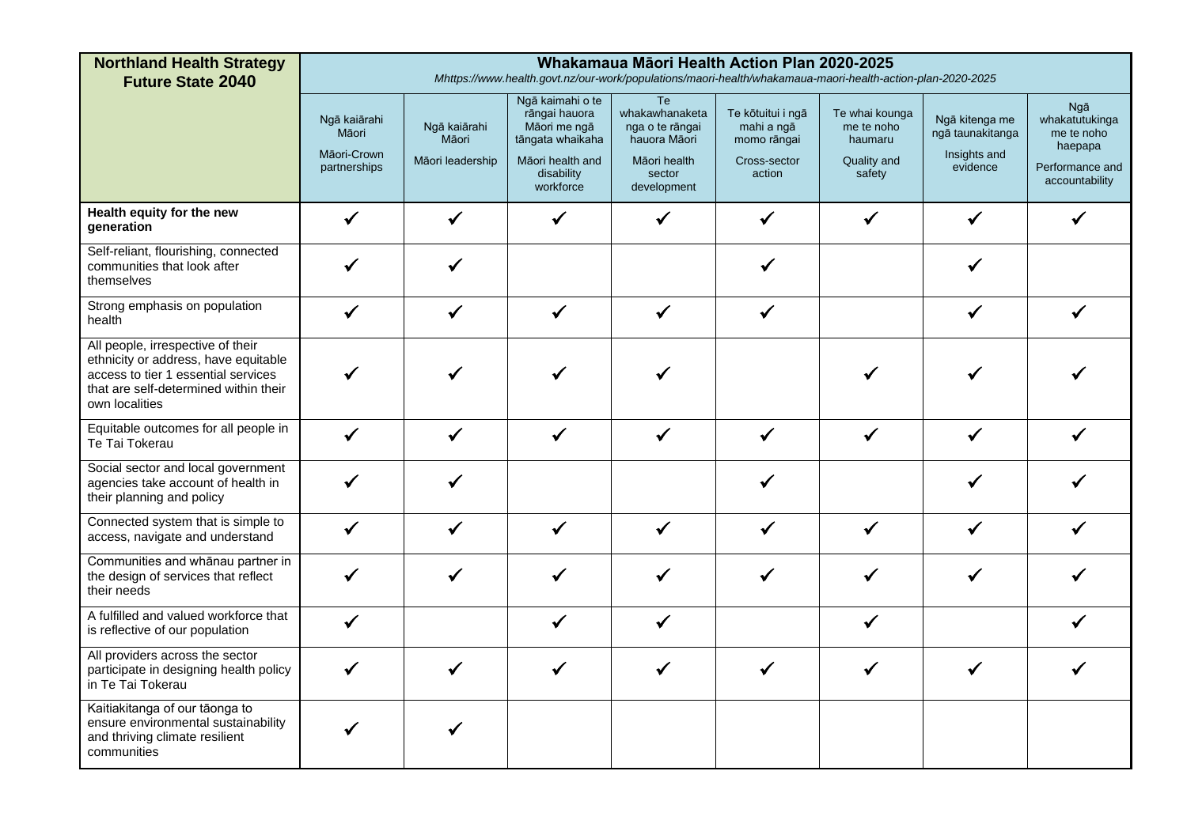| **Northland Health Strategy Future State 2040** | **Whakamaua Māori Health Action Plan 2020-2025** *Mhttps://www.health.govt.nz/our-work/populations/maori-health/whakamaua-maori-health-action-plan-2020-2025* | | | | | | | |
|---|---|---|---|---|---|---|---|---|
| | Ngā kaiārahi Māori<br>Māori-Crown partnerships | Ngā kaiārahi Māori<br>Māori leadership | Ngā kaimahi o te rāngai hauora Māori me ngā tāngata whaikaha<br>Māori health and disability workforce | Te whakawhanaketa nga o te rāngai hauora Māori<br>Māori health sector development | Te kōtuitui i ngā mahi a ngā momo rāngai<br>Cross-sector action | Te whai kounga me te noho haumaru<br>Quality and safety | Ngā kitenga me ngā taunakitanga<br>Insights and evidence | Ngā whakatutukinga me te noho haepapa<br>Performance and accountability |
| **Health equity for the new generation** | ✓ | ✓ | ✓ | ✓ | ✓ | ✓ | ✓ | ✓ |
| Self-reliant, flourishing, connected communities that look after themselves | ✓ | ✓ | | | ✓ | | ✓ | |
| Strong emphasis on population health | ✓ | ✓ | ✓ | ✓ | ✓ | | ✓ | ✓ |
| All people, irrespective of their ethnicity or address, have equitable access to tier 1 essential services that are self-determined within their own localities | ✓ | ✓ | ✓ | ✓ | | ✓ | ✓ | ✓ |
| Equitable outcomes for all people in Te Tai Tokerau | ✓ | ✓ | ✓ | ✓ | ✓ | ✓ | ✓ | ✓ |
| Social sector and local government agencies take account of health in their planning and policy | ✓ | ✓ | | | ✓ | | ✓ | ✓ |
| Connected system that is simple to access, navigate and understand | ✓ | ✓ | ✓ | ✓ | ✓ | ✓ | ✓ | ✓ |
| Communities and whānau partner in the design of services that reflect their needs | ✓ | ✓ | ✓ | ✓ | ✓ | ✓ | ✓ | ✓ |
| A fulfilled and valued workforce that is reflective of our population | ✓ | | ✓ | ✓ | | ✓ | | ✓ |
| All providers across the sector participate in designing health policy in Te Tai Tokerau | ✓ | ✓ | ✓ | ✓ | ✓ | ✓ | ✓ | ✓ |
| Kaitiakitanga of our tāonga to ensure environmental sustainability and thriving climate resilient communities | ✓ | ✓ | | | | | | |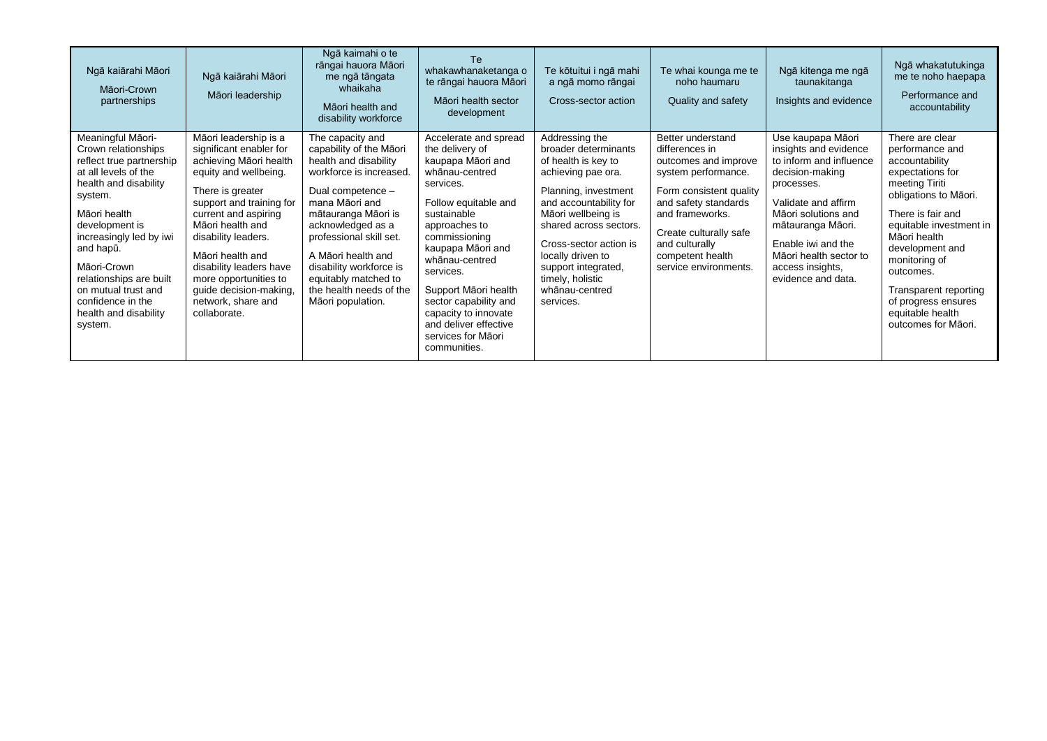| Ngā kaiārahi Māori<br>Māori-Crown partnerships | Ngā kaiārahi Māori<br>Māori leadership | Ngā kaimahi o te rāngai hauora Māori me ngā tāngata whaikaha<br>Māori health and disability workforce | Te whakawhanaketanga o te rāngai hauora Māori<br>Māori health sector development | Te kōtuitui i ngā mahi a ngā momo rāngai<br>Cross-sector action | Te whai kounga me te noho haumaru<br>Quality and safety | Ngā kitenga me ngā taunakitanga<br>Insights and evidence | Ngā whakatutukinga me te noho haepapa<br>Performance and accountability |
|---|---|---|---|---|---|---|---|
| Meaningful Māori-Crown relationships reflect true partnership at all levels of the health and disability system.<br><br>Māori health development is increasingly led by iwi and hapū.<br><br>Māori-Crown relationships are built on mutual trust and confidence in the health and disability system. | Māori leadership is a significant enabler for achieving Māori health equity and wellbeing.<br><br>There is greater support and training for current and aspiring Māori health and disability leaders.<br><br>Māori health and disability leaders have more opportunities to guide decision-making, network, share and collaborate. | The capacity and capability of the Māori health and disability workforce is increased.<br><br>Dual competence – mana Māori and mātauranga Māori is acknowledged as a professional skill set.<br><br>A Māori health and disability workforce is equitably matched to the health needs of the Māori population. | Accelerate and spread the delivery of kaupapa Māori and whānau-centred services.<br><br>Follow equitable and sustainable approaches to commissioning kaupapa Māori and whānau-centred services.<br><br>Support Māori health sector capability and capacity to innovate and deliver effective services for Māori communities. | Addressing the broader determinants of health is key to achieving pae ora.<br><br>Planning, investment and accountability for Māori wellbeing is shared across sectors.<br><br>Cross-sector action is locally driven to support integrated, timely, holistic whānau-centred services. | Better understand differences in outcomes and improve system performance.<br><br>Form consistent quality and safety standards and frameworks.<br><br>Create culturally safe and culturally competent health service environments. | Use kaupapa Māori insights and evidence to inform and influence decision-making processes.<br><br>Validate and affirm Māori solutions and mātauranga Māori.<br><br>Enable iwi and the Māori health sector to access insights, evidence and data. | There are clear performance and accountability expectations for meeting Tiriti obligations to Māori.<br><br>There is fair and equitable investment in Māori health development and monitoring of outcomes.<br><br>Transparent reporting of progress ensures equitable health outcomes for Māori. |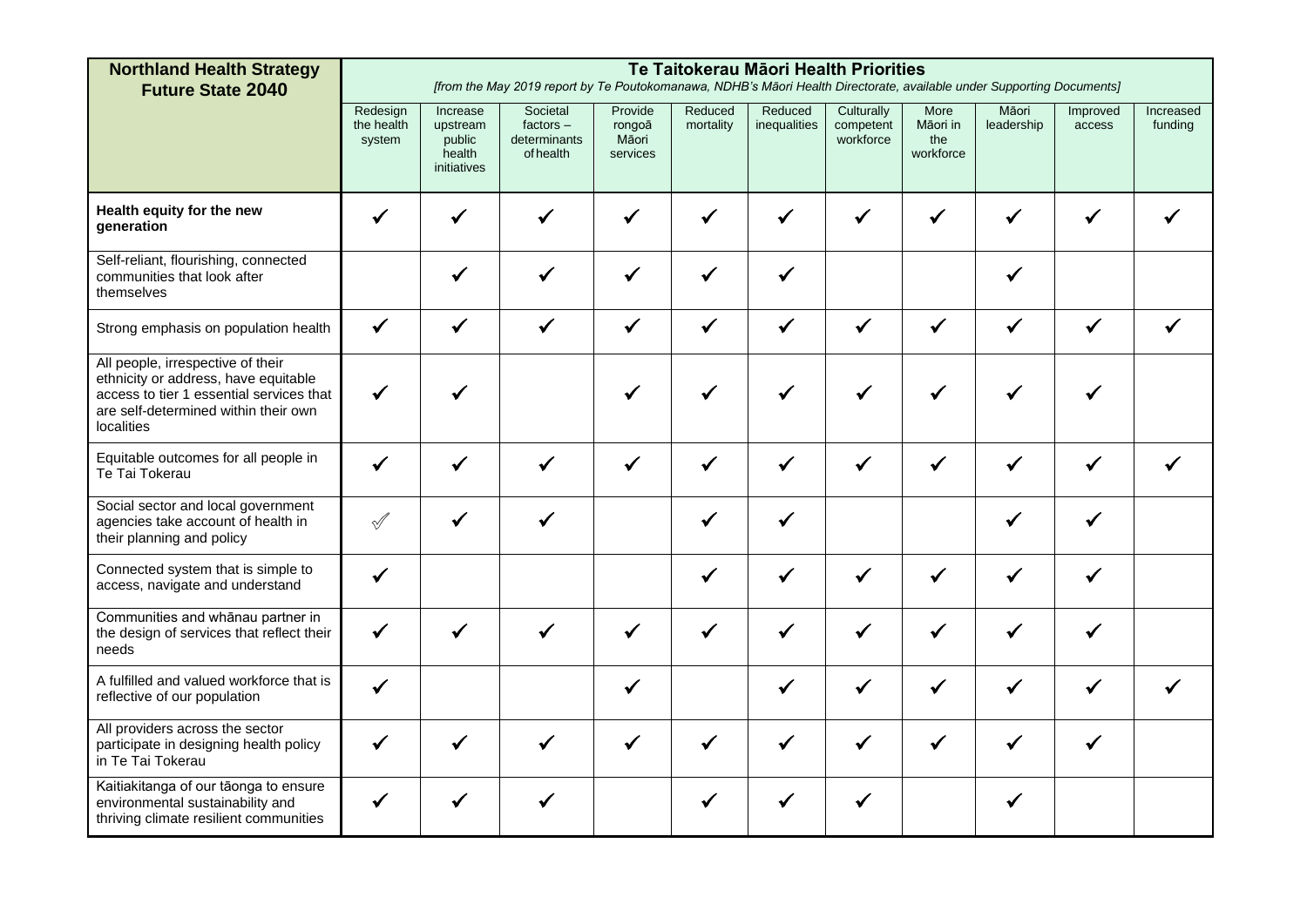| **Northland Health Strategy Future State 2040** | **Te Taitokerau Māori Health Priorities** *[from the May 2019 report by Te Poutokomanawa, NDHB's Māori Health Directorate, available under Supporting Documents]* | | | | | | | | | | |
|---|---|---|---|---|---|---|---|---|---|---|---|
| | Redesign the health system | Increase upstream public health initiatives | Societal factors – determinants of health | Provide rongoā Māori services | Reduced mortality | Reduced inequalities | Culturally competent workforce | More Māori in the workforce | Māori leadership | Improved access | Increased funding |
| **Health equity for the new generation** | ✓ | ✓ | ✓ | ✓ | ✓ | ✓ | ✓ | ✓ | ✓ | ✓ | ✓ |
| Self-reliant, flourishing, connected communities that look after themselves | | ✓ | ✓ | ✓ | ✓ | ✓ | | | ✓ | | |
| Strong emphasis on population health | ✓ | ✓ | ✓ | ✓ | ✓ | ✓ | ✓ | ✓ | ✓ | ✓ | ✓ |
| All people, irrespective of their ethnicity or address, have equitable access to tier 1 essential services that are self-determined within their own localities | ✓ | ✓ | | ✓ | ✓ | ✓ | ✓ | ✓ | ✓ | ✓ | |
| Equitable outcomes for all people in Te Tai Tokerau | ✓ | ✓ | ✓ | ✓ | ✓ | ✓ | ✓ | ✓ | ✓ | ✓ | ✓ |
| Social sector and local government agencies take account of health in their planning and policy | ✓ | ✓ | ✓ | | ✓ | ✓ | | | ✓ | ✓ | |
| Connected system that is simple to access, navigate and understand | ✓ | | | | ✓ | ✓ | ✓ | ✓ | ✓ | ✓ | |
| Communities and whānau partner in the design of services that reflect their needs | ✓ | ✓ | ✓ | ✓ | ✓ | ✓ | ✓ | ✓ | ✓ | ✓ | |
| A fulfilled and valued workforce that is reflective of our population | ✓ | | | ✓ | | ✓ | ✓ | ✓ | ✓ | ✓ | ✓ |
| All providers across the sector participate in designing health policy in Te Tai Tokerau | ✓ | ✓ | ✓ | ✓ | ✓ | ✓ | ✓ | ✓ | ✓ | ✓ | |
| Kaitiakitanga of our tāonga to ensure environmental sustainability and thriving climate resilient communities | ✓ | ✓ | ✓ | | ✓ | ✓ | ✓ | | ✓ | | |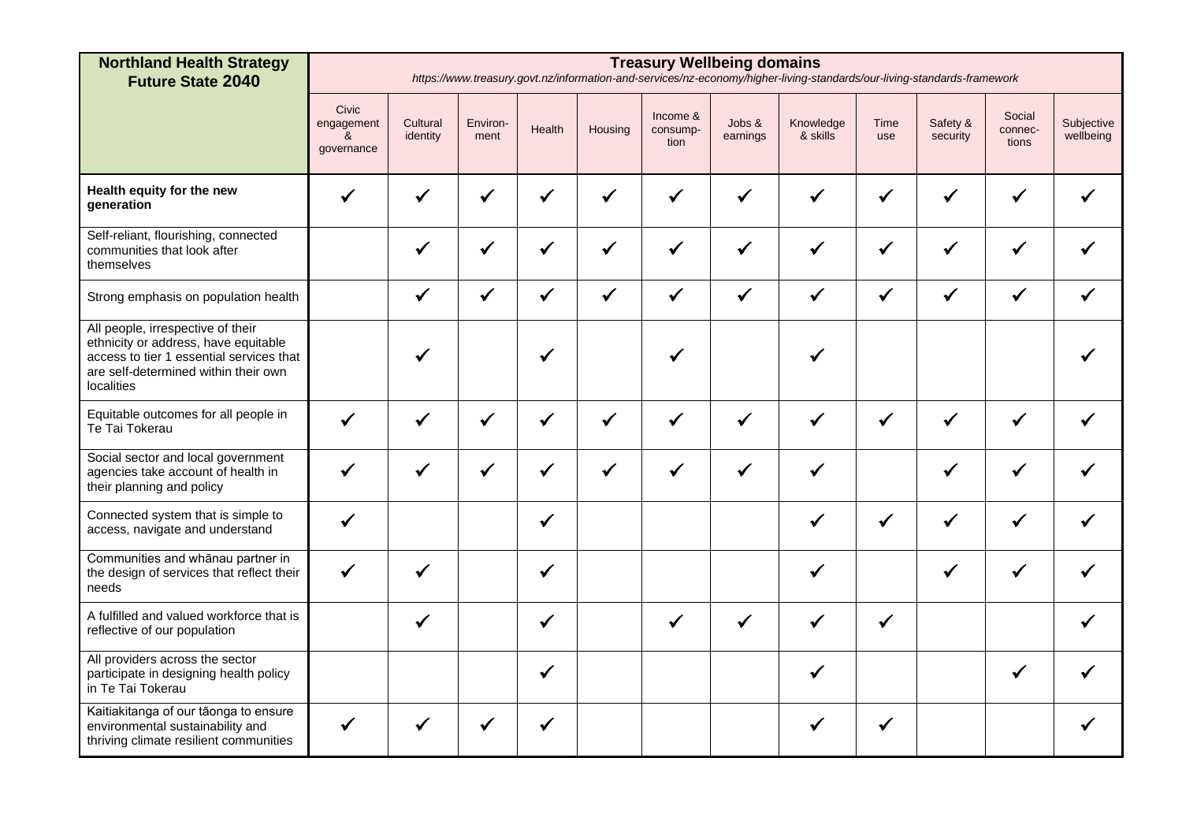| Northland Health Strategy Future State 2040 | Treasury Wellbeing domains *https://www.treasury.govt.nz/information-and-services/nz-economy/higher-living-standards/our-living-standards-framework* | | | | | | | | | | | |
|---|---|---|---|---|---|---|---|---|---|---|---|---|
| | Civic engagement & governance | Cultural identity | Environ-ment | Health | Housing | Income & consump-tion | Jobs & earnings | Knowledge & skills | Time use | Safety & security | Social connec-tions | Subjective wellbeing |
| **Health equity for the new generation** | ✓ | ✓ | ✓ | ✓ | ✓ | ✓ | ✓ | ✓ | ✓ | ✓ | ✓ | ✓ |
| Self-reliant, flourishing, connected communities that look after themselves | | ✓ | ✓ | ✓ | ✓ | ✓ | ✓ | ✓ | ✓ | ✓ | ✓ | ✓ |
| Strong emphasis on population health | | ✓ | ✓ | ✓ | ✓ | ✓ | ✓ | ✓ | ✓ | ✓ | ✓ | ✓ |
| All people, irrespective of their ethnicity or address, have equitable access to tier 1 essential services that are self-determined within their own localities | | ✓ | | ✓ | | ✓ | | ✓ | | | | ✓ |
| Equitable outcomes for all people in Te Tai Tokerau | ✓ | ✓ | ✓ | ✓ | ✓ | ✓ | ✓ | ✓ | ✓ | ✓ | ✓ | ✓ |
| Social sector and local government agencies take account of health in their planning and policy | ✓ | ✓ | ✓ | ✓ | ✓ | ✓ | ✓ | ✓ | | ✓ | ✓ | ✓ |
| Connected system that is simple to access, navigate and understand | ✓ | | | ✓ | | | | ✓ | ✓ | ✓ | ✓ | ✓ |
| Communities and whānau partner in the design of services that reflect their needs | ✓ | ✓ | | ✓ | | | | ✓ | | ✓ | ✓ | ✓ |
| A fulfilled and valued workforce that is reflective of our population | | ✓ | | ✓ | | ✓ | ✓ | ✓ | ✓ | | | ✓ |
| All providers across the sector participate in designing health policy in Te Tai Tokerau | | | | ✓ | | | | ✓ | | | ✓ | ✓ |
| Kaitiakitanga of our tāonga to ensure environmental sustainability and thriving climate resilient communities | ✓ | ✓ | ✓ | ✓ | | | | ✓ | ✓ | | | ✓ |